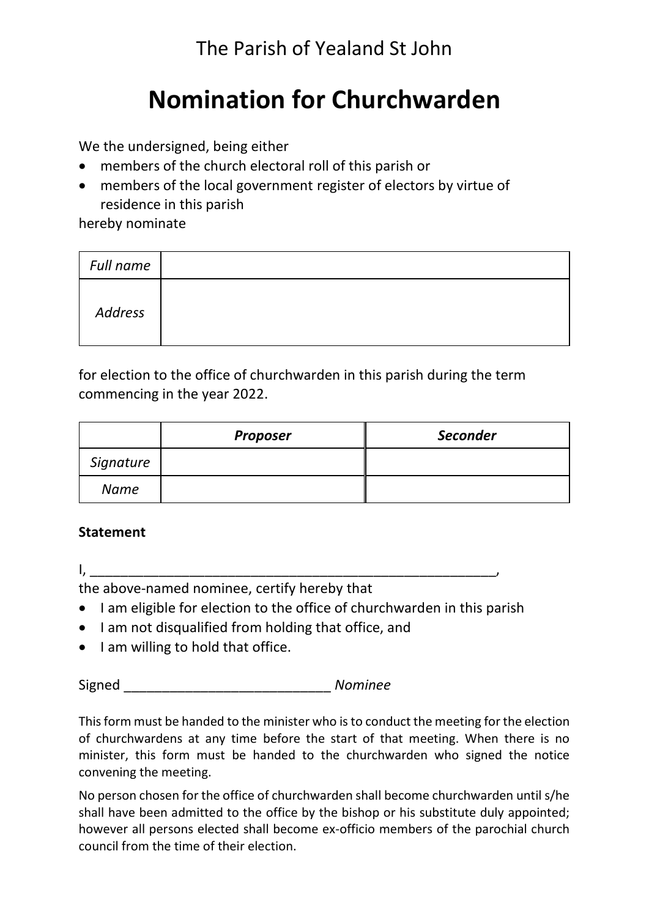The Parish of Yealand St John

# Nomination for Churchwarden

We the undersigned, being either

- members of the church electoral roll of this parish or
- members of the local government register of electors by virtue of residence in this parish

hereby nominate

| *Full name* | |
|---|---|
| *Address* | |

for election to the office of churchwarden in this parish during the term commencing in the year 2022.

| | ***Proposer*** | ***Seconder*** |
|---|---|---|
| *Signature* | | |
| *Name* | | |

**Statement**

I, \_\_\_\_\_\_\_\_\_\_\_\_\_\_\_\_\_\_\_\_\_\_\_\_\_\_\_\_\_\_\_\_\_\_\_\_\_\_\_\_\_\_\_\_\_\_\_\_\_\_\_\_\_\_\_\_,
the above-named nominee, certify hereby that

- I am eligible for election to the office of churchwarden in this parish
- I am not disqualified from holding that office, and
- I am willing to hold that office.

Signed \_\_\_\_\_\_\_\_\_\_\_\_\_\_\_\_\_\_\_\_\_\_\_\_\_\_\_\_ *Nominee*

This form must be handed to the minister who is to conduct the meeting for the election of churchwardens at any time before the start of that meeting. When there is no minister, this form must be handed to the churchwarden who signed the notice convening the meeting.

No person chosen for the office of churchwarden shall become churchwarden until s/he shall have been admitted to the office by the bishop or his substitute duly appointed; however all persons elected shall become ex-officio members of the parochial church council from the time of their election.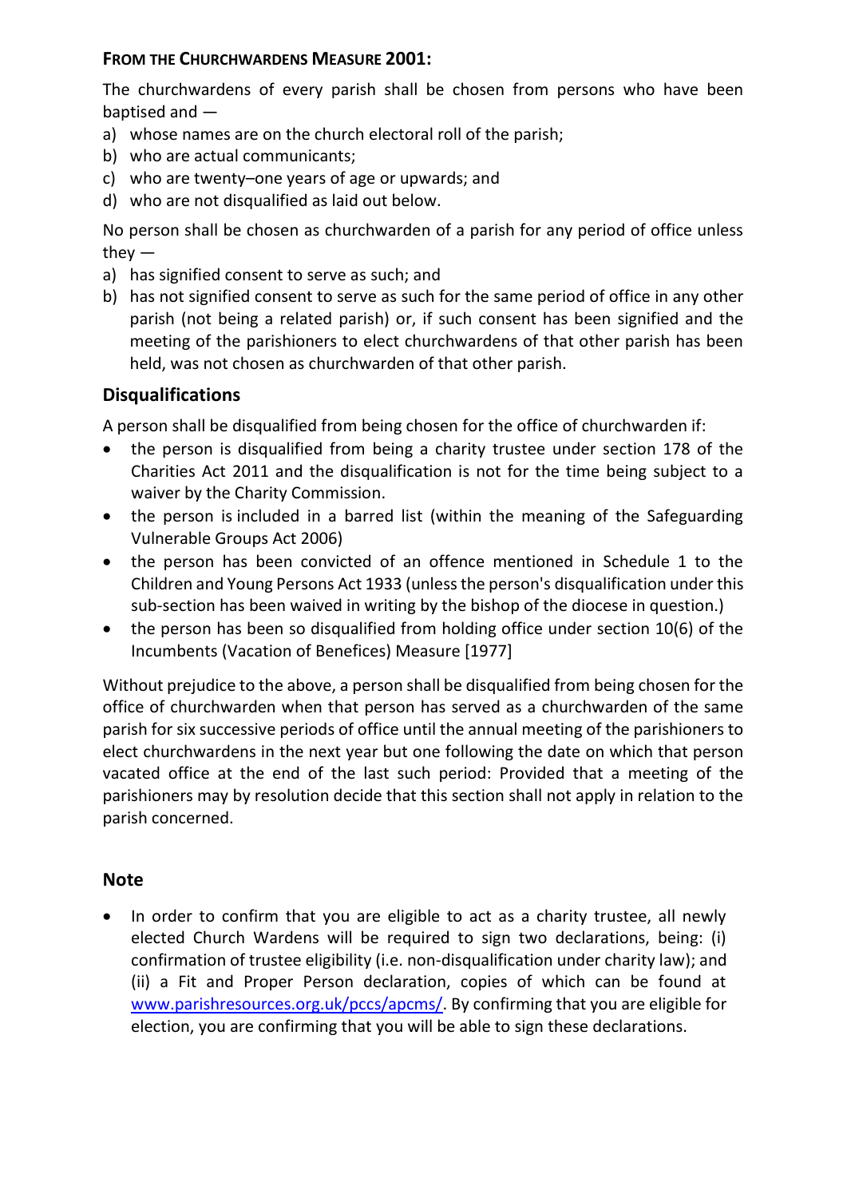**From the Churchwardens Measure 2001:**

The churchwardens of every parish shall be chosen from persons who have been baptised and —

a) whose names are on the church electoral roll of the parish;
b) who are actual communicants;
c) who are twenty–one years of age or upwards; and
d) who are not disqualified as laid out below.

No person shall be chosen as churchwarden of a parish for any period of office unless they —

a) has signified consent to serve as such; and
b) has not signified consent to serve as such for the same period of office in any other parish (not being a related parish) or, if such consent has been signified and the meeting of the parishioners to elect churchwardens of that other parish has been held, was not chosen as churchwarden of that other parish.

## Disqualifications

A person shall be disqualified from being chosen for the office of churchwarden if:

- the person is disqualified from being a charity trustee under section 178 of the Charities Act 2011 and the disqualification is not for the time being subject to a waiver by the Charity Commission.
- the person is included in a barred list (within the meaning of the Safeguarding Vulnerable Groups Act 2006)
- the person has been convicted of an offence mentioned in Schedule 1 to the Children and Young Persons Act 1933 (unless the person's disqualification under this sub-section has been waived in writing by the bishop of the diocese in question.)
- the person has been so disqualified from holding office under section 10(6) of the Incumbents (Vacation of Benefices) Measure [1977]

Without prejudice to the above, a person shall be disqualified from being chosen for the office of churchwarden when that person has served as a churchwarden of the same parish for six successive periods of office until the annual meeting of the parishioners to elect churchwardens in the next year but one following the date on which that person vacated office at the end of the last such period: Provided that a meeting of the parishioners may by resolution decide that this section shall not apply in relation to the parish concerned.

## Note

- In order to confirm that you are eligible to act as a charity trustee, all newly elected Church Wardens will be required to sign two declarations, being: (i) confirmation of trustee eligibility (i.e. non-disqualification under charity law); and (ii) a Fit and Proper Person declaration, copies of which can be found at [www.parishresources.org.uk/pccs/apcms/](www.parishresources.org.uk/pccs/apcms/). By confirming that you are eligible for election, you are confirming that you will be able to sign these declarations.